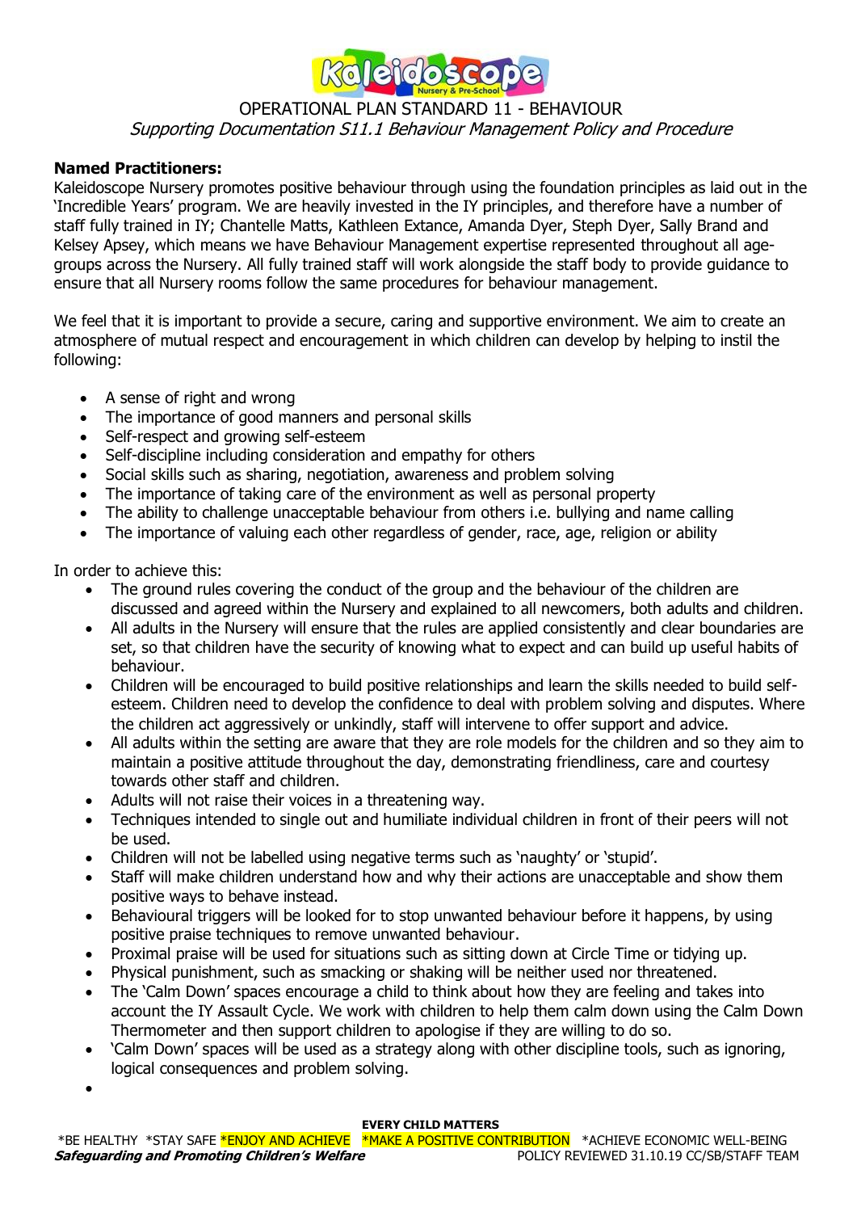# OPERATIONAL PLAN STANDARD 11 - BEHAVIOUR

*Supporting Documentation S11.1 Behaviour Management Policy and Procedure*

**Named Practitioners:**

Kaleidoscope Nursery promotes positive behaviour through using the foundation principles as laid out in the 'Incredible Years' program. We are heavily invested in the IY principles, and therefore have a number of staff fully trained in IY; Chantelle Matts, Kathleen Extance, Amanda Dyer, Steph Dyer, Sally Brand and Kelsey Apsey, which means we have Behaviour Management expertise represented throughout all age-groups across the Nursery. All fully trained staff will work alongside the staff body to provide guidance to ensure that all Nursery rooms follow the same procedures for behaviour management.

We feel that it is important to provide a secure, caring and supportive environment. We aim to create an atmosphere of mutual respect and encouragement in which children can develop by helping to instil the following:

- A sense of right and wrong
- The importance of good manners and personal skills
- Self-respect and growing self-esteem
- Self-discipline including consideration and empathy for others
- Social skills such as sharing, negotiation, awareness and problem solving
- The importance of taking care of the environment as well as personal property
- The ability to challenge unacceptable behaviour from others i.e. bullying and name calling
- The importance of valuing each other regardless of gender, race, age, religion or ability

In order to achieve this:

- The ground rules covering the conduct of the group and the behaviour of the children are discussed and agreed within the Nursery and explained to all newcomers, both adults and children.
- All adults in the Nursery will ensure that the rules are applied consistently and clear boundaries are set, so that children have the security of knowing what to expect and can build up useful habits of behaviour.
- Children will be encouraged to build positive relationships and learn the skills needed to build self-esteem. Children need to develop the confidence to deal with problem solving and disputes. Where the children act aggressively or unkindly, staff will intervene to offer support and advice.
- All adults within the setting are aware that they are role models for the children and so they aim to maintain a positive attitude throughout the day, demonstrating friendliness, care and courtesy towards other staff and children.
- Adults will not raise their voices in a threatening way.
- Techniques intended to single out and humiliate individual children in front of their peers will not be used.
- Children will not be labelled using negative terms such as 'naughty' or 'stupid'.
- Staff will make children understand how and why their actions are unacceptable and show them positive ways to behave instead.
- Behavioural triggers will be looked for to stop unwanted behaviour before it happens, by using positive praise techniques to remove unwanted behaviour.
- Proximal praise will be used for situations such as sitting down at Circle Time or tidying up.
- Physical punishment, such as smacking or shaking will be neither used nor threatened.
- The 'Calm Down' spaces encourage a child to think about how they are feeling and takes into account the IY Assault Cycle. We work with children to help them calm down using the Calm Down Thermometer and then support children to apologise if they are willing to do so.
- 'Calm Down' spaces will be used as a strategy along with other discipline tools, such as ignoring, logical consequences and problem solving.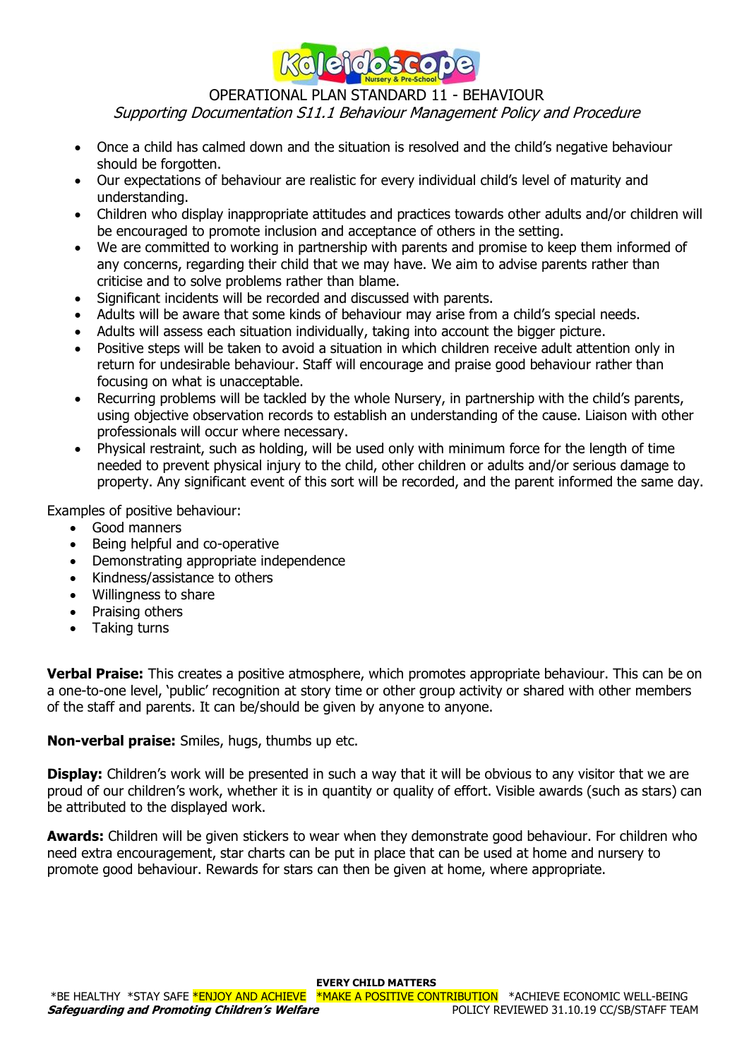- Once a child has calmed down and the situation is resolved and the child's negative behaviour should be forgotten.
- Our expectations of behaviour are realistic for every individual child's level of maturity and understanding.
- Children who display inappropriate attitudes and practices towards other adults and/or children will be encouraged to promote inclusion and acceptance of others in the setting.
- We are committed to working in partnership with parents and promise to keep them informed of any concerns, regarding their child that we may have. We aim to advise parents rather than criticise and to solve problems rather than blame.
- Significant incidents will be recorded and discussed with parents.
- Adults will be aware that some kinds of behaviour may arise from a child's special needs.
- Adults will assess each situation individually, taking into account the bigger picture.
- Positive steps will be taken to avoid a situation in which children receive adult attention only in return for undesirable behaviour. Staff will encourage and praise good behaviour rather than focusing on what is unacceptable.
- Recurring problems will be tackled by the whole Nursery, in partnership with the child's parents, using objective observation records to establish an understanding of the cause. Liaison with other professionals will occur where necessary.
- Physical restraint, such as holding, will be used only with minimum force for the length of time needed to prevent physical injury to the child, other children or adults and/or serious damage to property. Any significant event of this sort will be recorded, and the parent informed the same day.

Examples of positive behaviour:

- Good manners
- Being helpful and co-operative
- Demonstrating appropriate independence
- Kindness/assistance to others
- Willingness to share
- Praising others
- Taking turns

**Verbal Praise:** This creates a positive atmosphere, which promotes appropriate behaviour. This can be on a one-to-one level, 'public' recognition at story time or other group activity or shared with other members of the staff and parents. It can be/should be given by anyone to anyone.

**Non-verbal praise:** Smiles, hugs, thumbs up etc.

**Display:** Children's work will be presented in such a way that it will be obvious to any visitor that we are proud of our children's work, whether it is in quantity or quality of effort. Visible awards (such as stars) can be attributed to the displayed work.

**Awards:** Children will be given stickers to wear when they demonstrate good behaviour. For children who need extra encouragement, star charts can be put in place that can be used at home and nursery to promote good behaviour. Rewards for stars can then be given at home, where appropriate.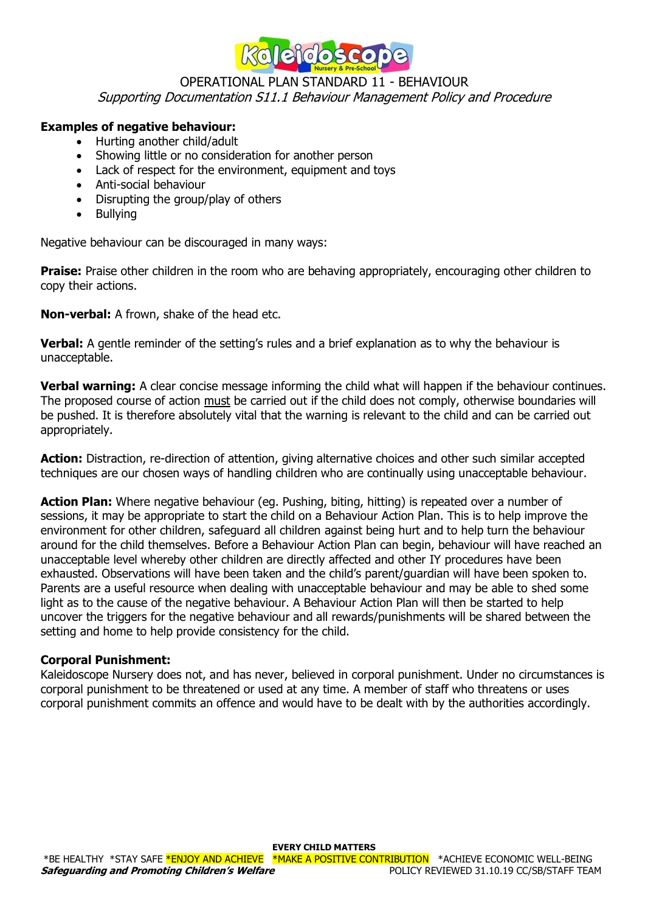**Examples of negative behaviour:**

- Hurting another child/adult
- Showing little or no consideration for another person
- Lack of respect for the environment, equipment and toys
- Anti-social behaviour
- Disrupting the group/play of others
- Bullying

Negative behaviour can be discouraged in many ways:

**Praise:** Praise other children in the room who are behaving appropriately, encouraging other children to copy their actions.

**Non-verbal:** A frown, shake of the head etc.

**Verbal:** A gentle reminder of the setting's rules and a brief explanation as to why the behaviour is unacceptable.

**Verbal warning:** A clear concise message informing the child what will happen if the behaviour continues. The proposed course of action must be carried out if the child does not comply, otherwise boundaries will be pushed. It is therefore absolutely vital that the warning is relevant to the child and can be carried out appropriately.

**Action:** Distraction, re-direction of attention, giving alternative choices and other such similar accepted techniques are our chosen ways of handling children who are continually using unacceptable behaviour.

**Action Plan:** Where negative behaviour (eg. Pushing, biting, hitting) is repeated over a number of sessions, it may be appropriate to start the child on a Behaviour Action Plan. This is to help improve the environment for other children, safeguard all children against being hurt and to help turn the behaviour around for the child themselves. Before a Behaviour Action Plan can begin, behaviour will have reached an unacceptable level whereby other children are directly affected and other IY procedures have been exhausted. Observations will have been taken and the child's parent/guardian will have been spoken to. Parents are a useful resource when dealing with unacceptable behaviour and may be able to shed some light as to the cause of the negative behaviour. A Behaviour Action Plan will then be started to help uncover the triggers for the negative behaviour and all rewards/punishments will be shared between the setting and home to help provide consistency for the child.

**Corporal Punishment:**
Kaleidoscope Nursery does not, and has never, believed in corporal punishment. Under no circumstances is corporal punishment to be threatened or used at any time. A member of staff who threatens or uses corporal punishment commits an offence and would have to be dealt with by the authorities accordingly.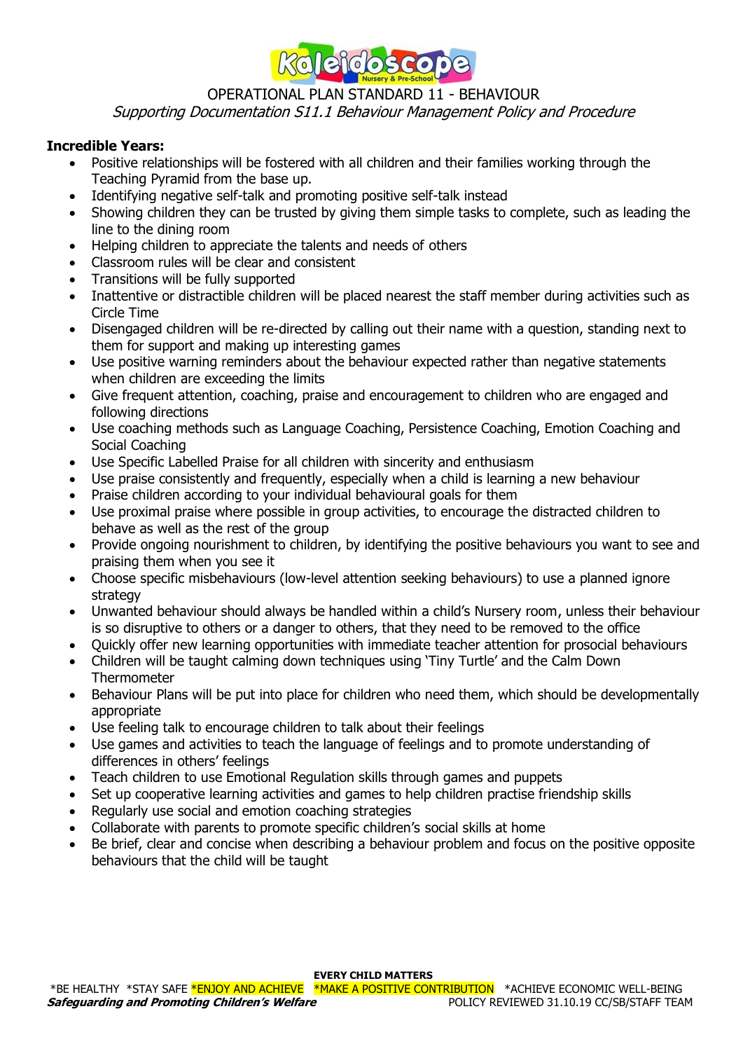OPERATIONAL PLAN STANDARD 11 - BEHAVIOUR

*Supporting Documentation S11.1 Behaviour Management Policy and Procedure*

**Incredible Years:**

- Positive relationships will be fostered with all children and their families working through the Teaching Pyramid from the base up.
- Identifying negative self-talk and promoting positive self-talk instead
- Showing children they can be trusted by giving them simple tasks to complete, such as leading the line to the dining room
- Helping children to appreciate the talents and needs of others
- Classroom rules will be clear and consistent
- Transitions will be fully supported
- Inattentive or distractible children will be placed nearest the staff member during activities such as Circle Time
- Disengaged children will be re-directed by calling out their name with a question, standing next to them for support and making up interesting games
- Use positive warning reminders about the behaviour expected rather than negative statements when children are exceeding the limits
- Give frequent attention, coaching, praise and encouragement to children who are engaged and following directions
- Use coaching methods such as Language Coaching, Persistence Coaching, Emotion Coaching and Social Coaching
- Use Specific Labelled Praise for all children with sincerity and enthusiasm
- Use praise consistently and frequently, especially when a child is learning a new behaviour
- Praise children according to your individual behavioural goals for them
- Use proximal praise where possible in group activities, to encourage the distracted children to behave as well as the rest of the group
- Provide ongoing nourishment to children, by identifying the positive behaviours you want to see and praising them when you see it
- Choose specific misbehaviours (low-level attention seeking behaviours) to use a planned ignore strategy
- Unwanted behaviour should always be handled within a child's Nursery room, unless their behaviour is so disruptive to others or a danger to others, that they need to be removed to the office
- Quickly offer new learning opportunities with immediate teacher attention for prosocial behaviours
- Children will be taught calming down techniques using 'Tiny Turtle' and the Calm Down Thermometer
- Behaviour Plans will be put into place for children who need them, which should be developmentally appropriate
- Use feeling talk to encourage children to talk about their feelings
- Use games and activities to teach the language of feelings and to promote understanding of differences in others' feelings
- Teach children to use Emotional Regulation skills through games and puppets
- Set up cooperative learning activities and games to help children practise friendship skills
- Regularly use social and emotion coaching strategies
- Collaborate with parents to promote specific children's social skills at home
- Be brief, clear and concise when describing a behaviour problem and focus on the positive opposite behaviours that the child will be taught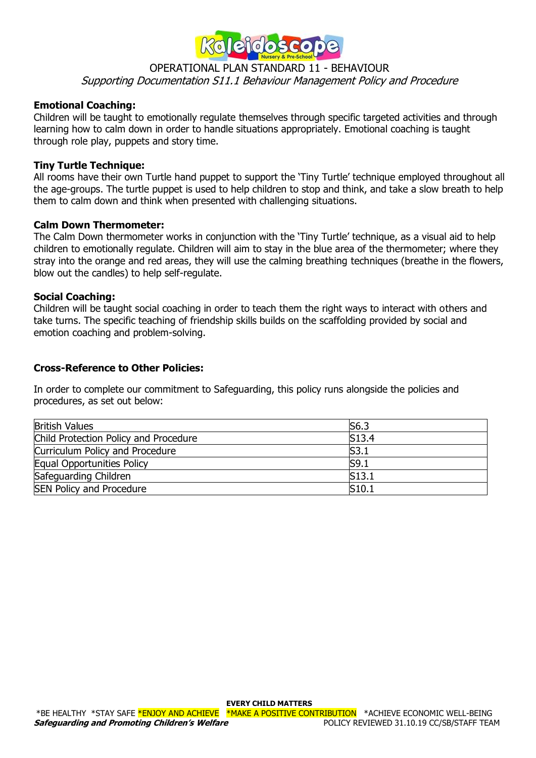**Emotional Coaching:**
Children will be taught to emotionally regulate themselves through specific targeted activities and through learning how to calm down in order to handle situations appropriately. Emotional coaching is taught through role play, puppets and story time.

**Tiny Turtle Technique:**
All rooms have their own Turtle hand puppet to support the 'Tiny Turtle' technique employed throughout all the age-groups. The turtle puppet is used to help children to stop and think, and take a slow breath to help them to calm down and think when presented with challenging situations.

**Calm Down Thermometer:**
The Calm Down thermometer works in conjunction with the 'Tiny Turtle' technique, as a visual aid to help children to emotionally regulate. Children will aim to stay in the blue area of the thermometer; where they stray into the orange and red areas, they will use the calming breathing techniques (breathe in the flowers, blow out the candles) to help self-regulate.

**Social Coaching:**
Children will be taught social coaching in order to teach them the right ways to interact with others and take turns. The specific teaching of friendship skills builds on the scaffolding provided by social and emotion coaching and problem-solving.

**Cross-Reference to Other Policies:**

In order to complete our commitment to Safeguarding, this policy runs alongside the policies and procedures, as set out below:

| | |
|---|---|
| British Values | S6.3 |
| Child Protection Policy and Procedure | S13.4 |
| Curriculum Policy and Procedure | S3.1 |
| Equal Opportunities Policy | S9.1 |
| Safeguarding Children | S13.1 |
| SEN Policy and Procedure | S10.1 |